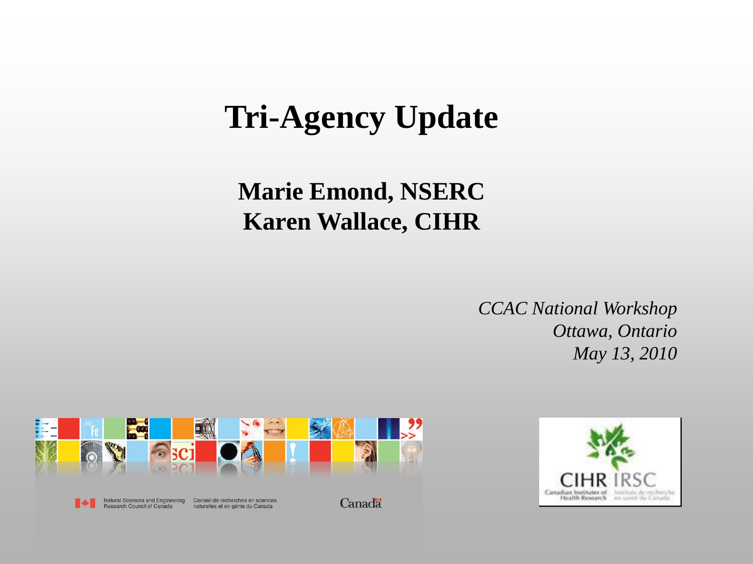# Tri-Agency Update

**Marie Emond, NSERC**
**Karen Wallace, CIHR**

*CCAC National Workshop*
*Ottawa, Ontario*
*May 13, 2010*

Natural Sciences and Engineering Research Council of Canada
Conseil de recherches en sciences naturelles et en génie du Canada
Canada

CIHR IRSC
Canadian Institutes of Health Research
Instituts de recherche en santé du Canada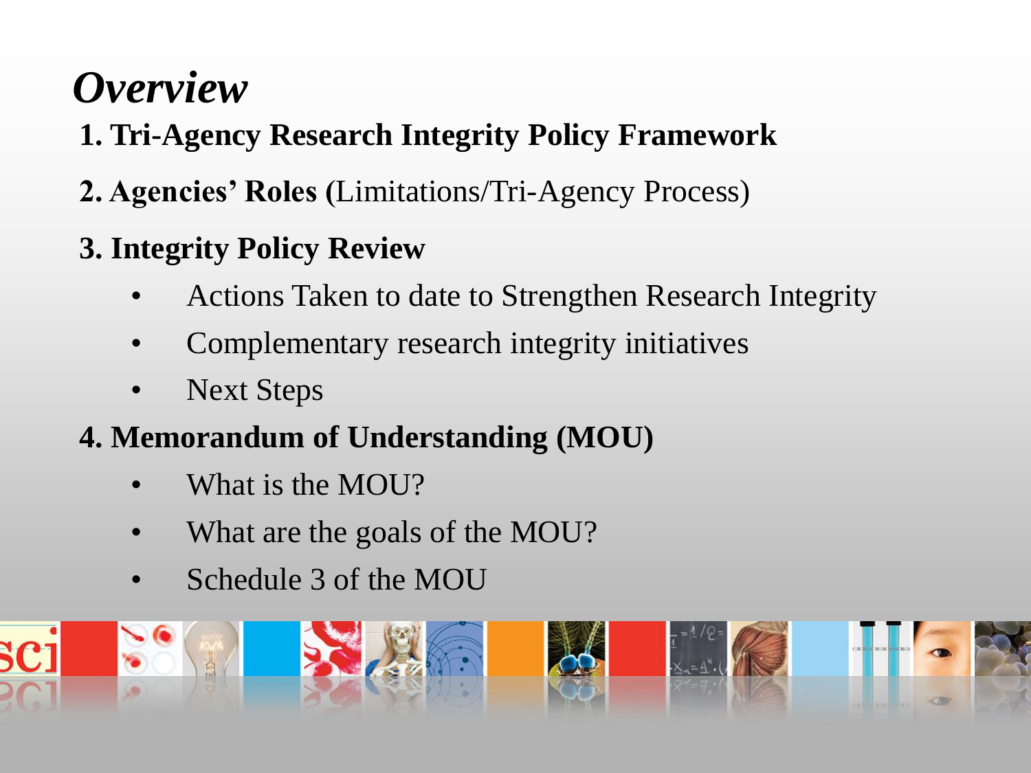# *Overview*

**1. Tri-Agency Research Integrity Policy Framework**

**2. Agencies' Roles** (Limitations/Tri-Agency Process)

**3. Integrity Policy Review**

- Actions Taken to date to Strengthen Research Integrity
- Complementary research integrity initiatives
- Next Steps

**4. Memorandum of Understanding (MOU)**

- What is the MOU?
- What are the goals of the MOU?
- Schedule 3 of the MOU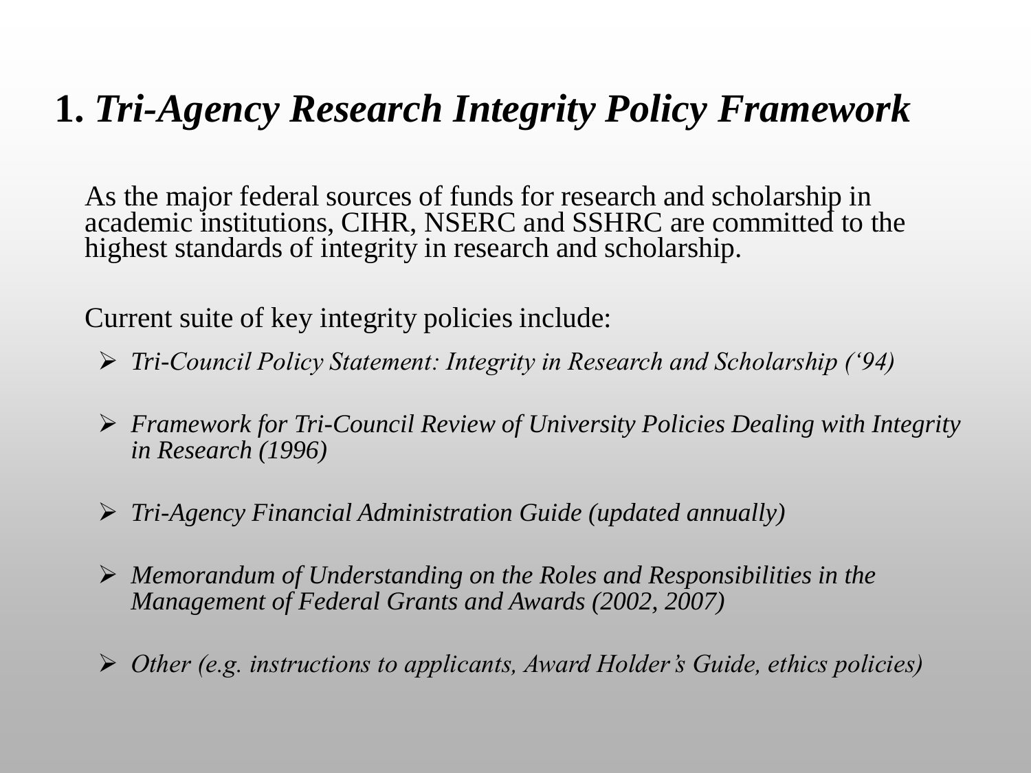# 1. *Tri-Agency Research Integrity Policy Framework*

As the major federal sources of funds for research and scholarship in academic institutions, CIHR, NSERC and SSHRC are committed to the highest standards of integrity in research and scholarship.

Current suite of key integrity policies include:

- *Tri-Council Policy Statement: Integrity in Research and Scholarship ('94)*
- *Framework for Tri-Council Review of University Policies Dealing with Integrity in Research (1996)*
- *Tri-Agency Financial Administration Guide (updated annually)*
- *Memorandum of Understanding on the Roles and Responsibilities in the Management of Federal Grants and Awards (2002, 2007)*
- *Other (e.g. instructions to applicants, Award Holder's Guide, ethics policies)*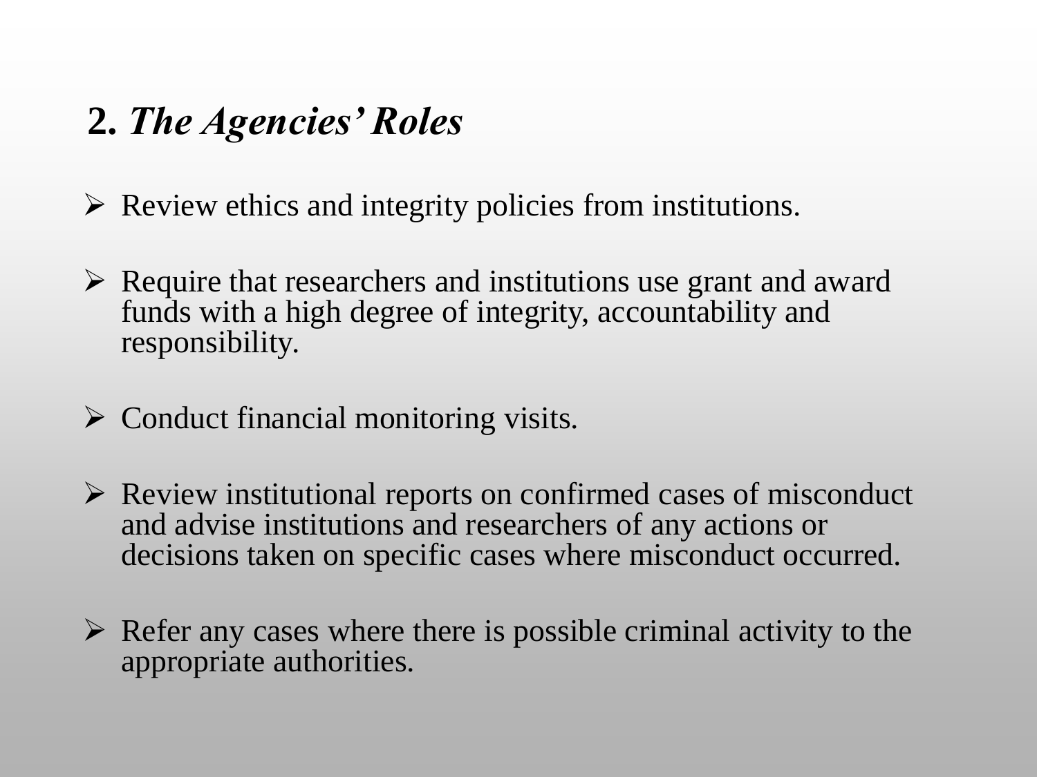## 2. *The Agencies' Roles*

- Review ethics and integrity policies from institutions.
- Require that researchers and institutions use grant and award funds with a high degree of integrity, accountability and responsibility.
- Conduct financial monitoring visits.
- Review institutional reports on confirmed cases of misconduct and advise institutions and researchers of any actions or decisions taken on specific cases where misconduct occurred.
- Refer any cases where there is possible criminal activity to the appropriate authorities.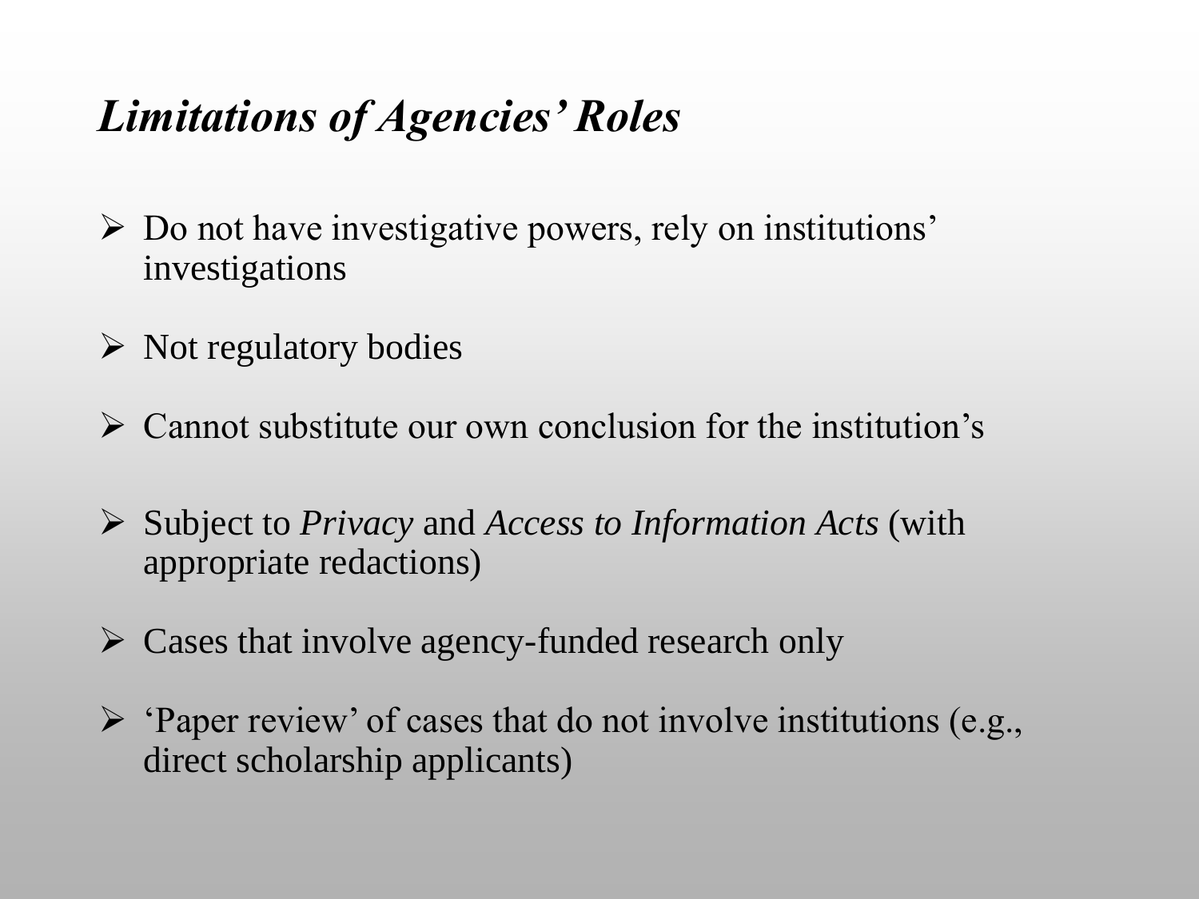# *Limitations of Agencies' Roles*

- Do not have investigative powers, rely on institutions' investigations
- Not regulatory bodies
- Cannot substitute our own conclusion for the institution's
- Subject to *Privacy* and *Access to Information Acts* (with appropriate redactions)
- Cases that involve agency-funded research only
- 'Paper review' of cases that do not involve institutions (e.g., direct scholarship applicants)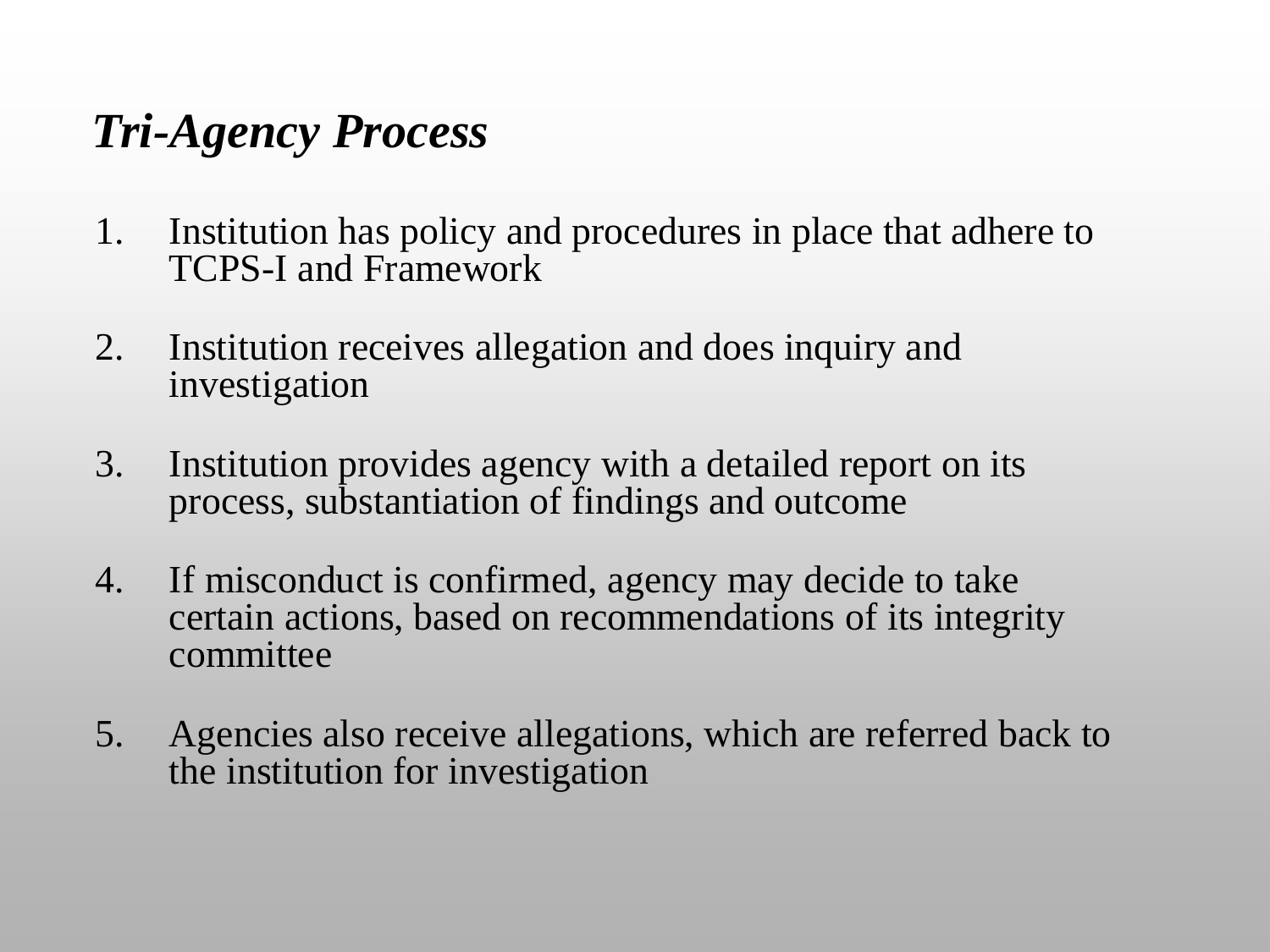## *Tri-Agency Process*

1. Institution has policy and procedures in place that adhere to TCPS-I and Framework
2. Institution receives allegation and does inquiry and investigation
3. Institution provides agency with a detailed report on its process, substantiation of findings and outcome
4. If misconduct is confirmed, agency may decide to take certain actions, based on recommendations of its integrity committee
5. Agencies also receive allegations, which are referred back to the institution for investigation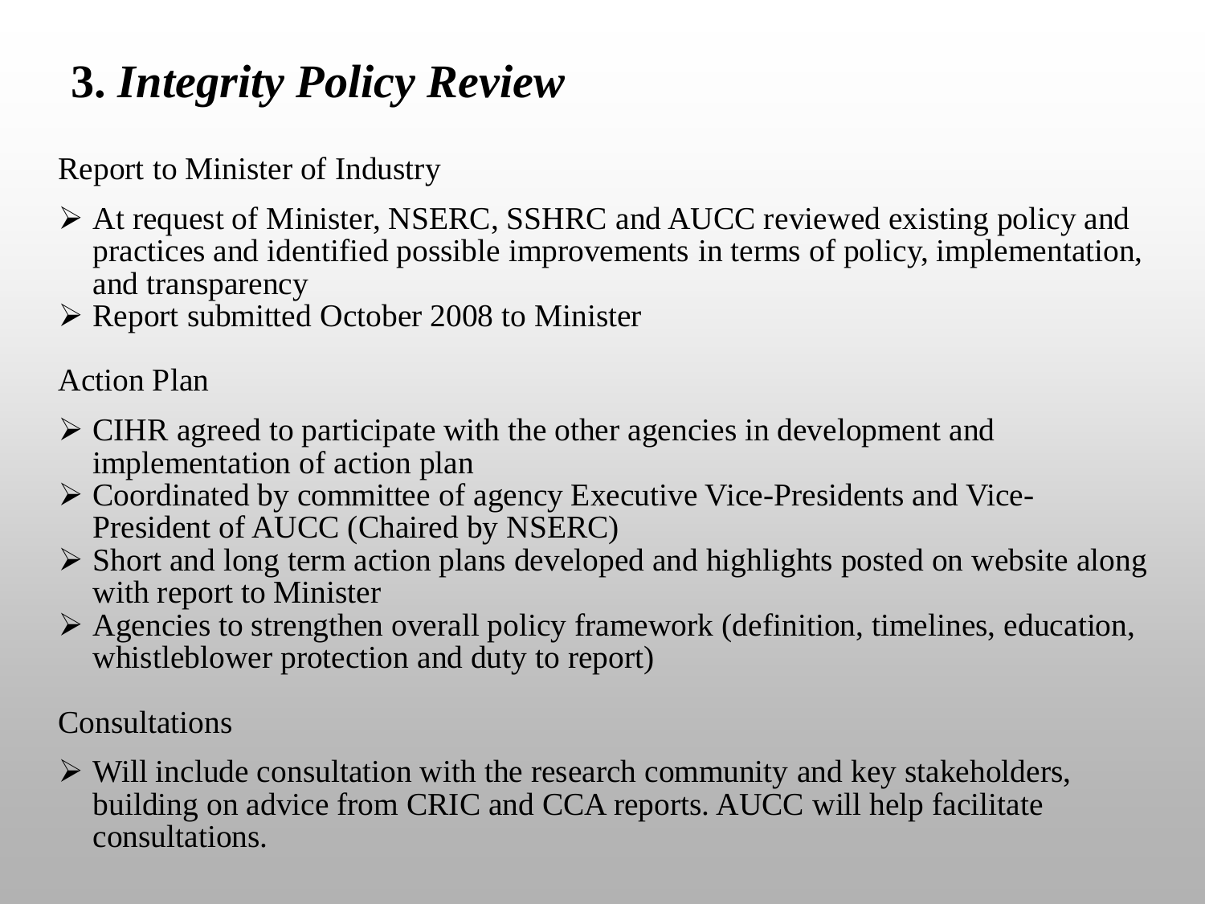# 3. *Integrity Policy Review*

Report to Minister of Industry

- At request of Minister, NSERC, SSHRC and AUCC reviewed existing policy and practices and identified possible improvements in terms of policy, implementation, and transparency
- Report submitted October 2008 to Minister

Action Plan

- CIHR agreed to participate with the other agencies in development and implementation of action plan
- Coordinated by committee of agency Executive Vice-Presidents and Vice-President of AUCC (Chaired by NSERC)
- Short and long term action plans developed and highlights posted on website along with report to Minister
- Agencies to strengthen overall policy framework (definition, timelines, education, whistleblower protection and duty to report)

Consultations

- Will include consultation with the research community and key stakeholders, building on advice from CRIC and CCA reports. AUCC will help facilitate consultations.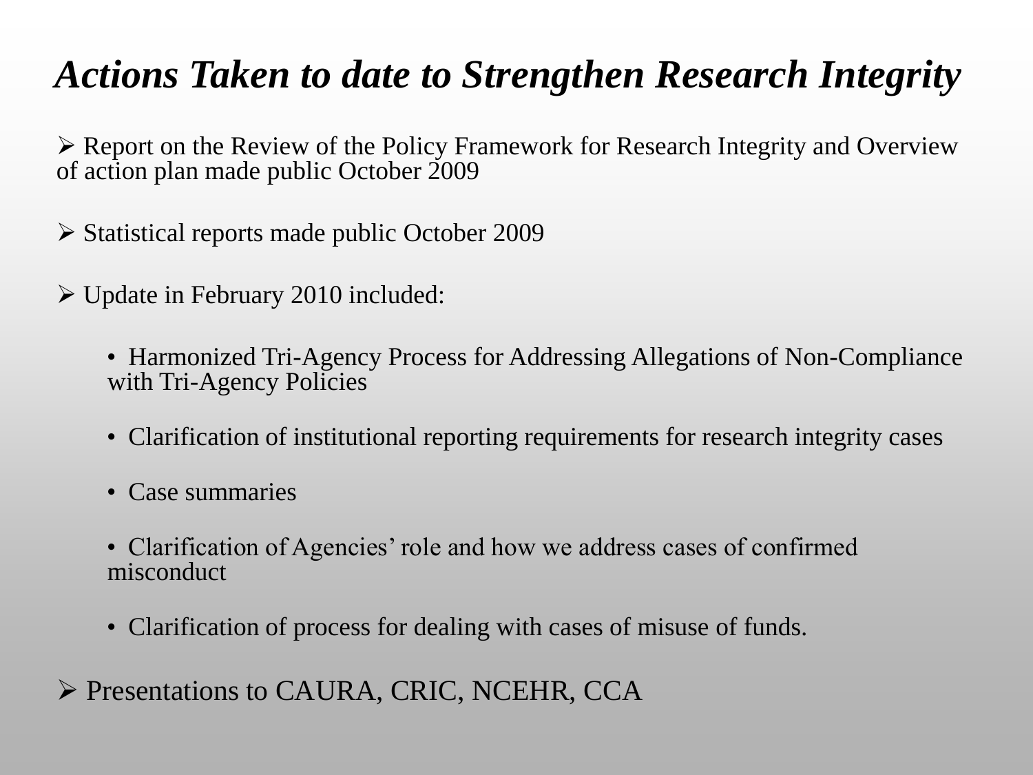# *Actions Taken to date to Strengthen Research Integrity*

- Report on the Review of the Policy Framework for Research Integrity and Overview of action plan made public October 2009

- Statistical reports made public October 2009

- Update in February 2010 included:

    - Harmonized Tri-Agency Process for Addressing Allegations of Non-Compliance with Tri-Agency Policies

    - Clarification of institutional reporting requirements for research integrity cases

    - Case summaries

    - Clarification of Agencies' role and how we address cases of confirmed misconduct

    - Clarification of process for dealing with cases of misuse of funds.

- Presentations to CAURA, CRIC, NCEHR, CCA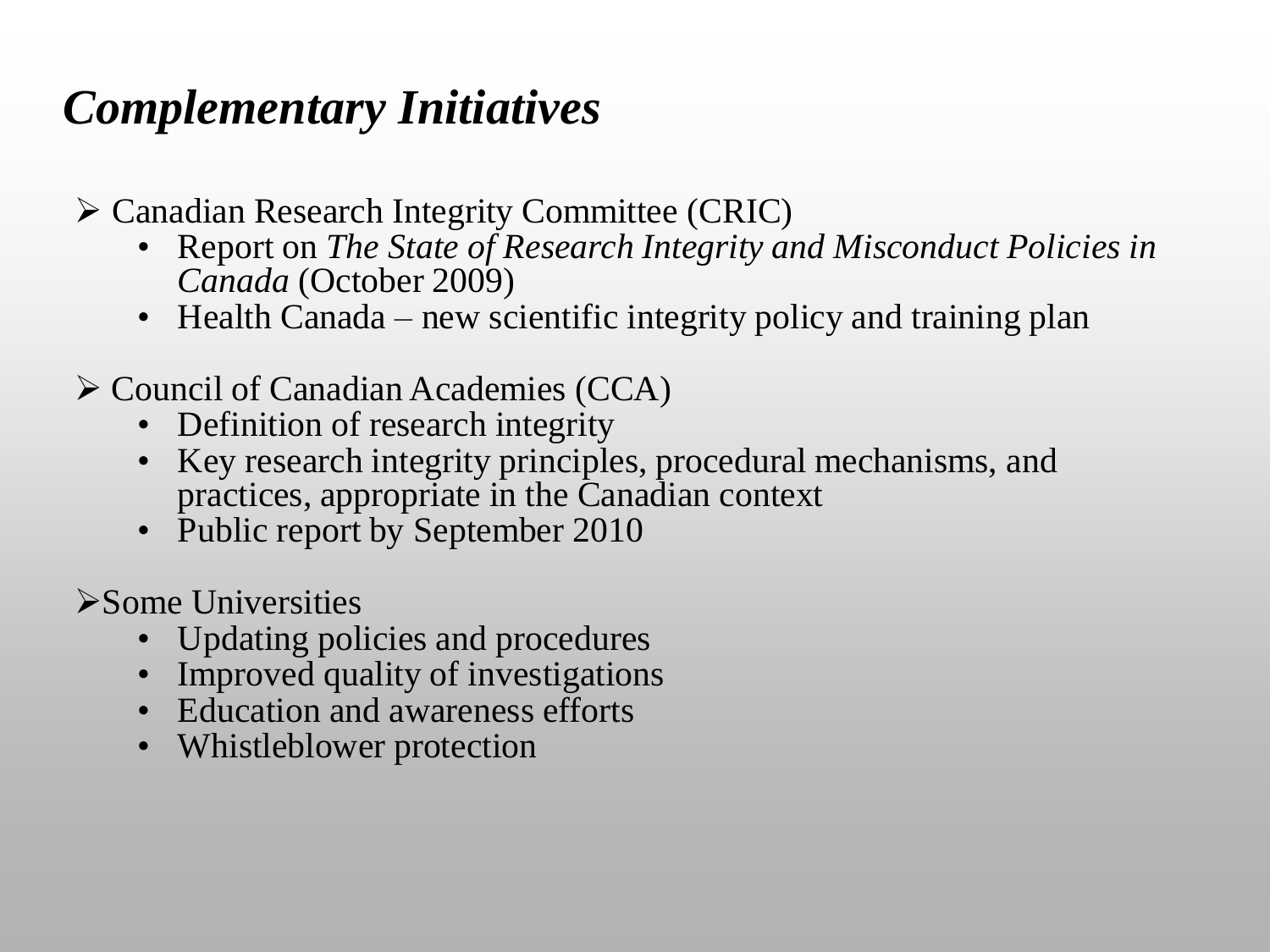# *Complementary Initiatives*

- Canadian Research Integrity Committee (CRIC)
  - Report on *The State of Research Integrity and Misconduct Policies in Canada* (October 2009)
  - Health Canada – new scientific integrity policy and training plan
- Council of Canadian Academies (CCA)
  - Definition of research integrity
  - Key research integrity principles, procedural mechanisms, and practices, appropriate in the Canadian context
  - Public report by September 2010
- Some Universities
  - Updating policies and procedures
  - Improved quality of investigations
  - Education and awareness efforts
  - Whistleblower protection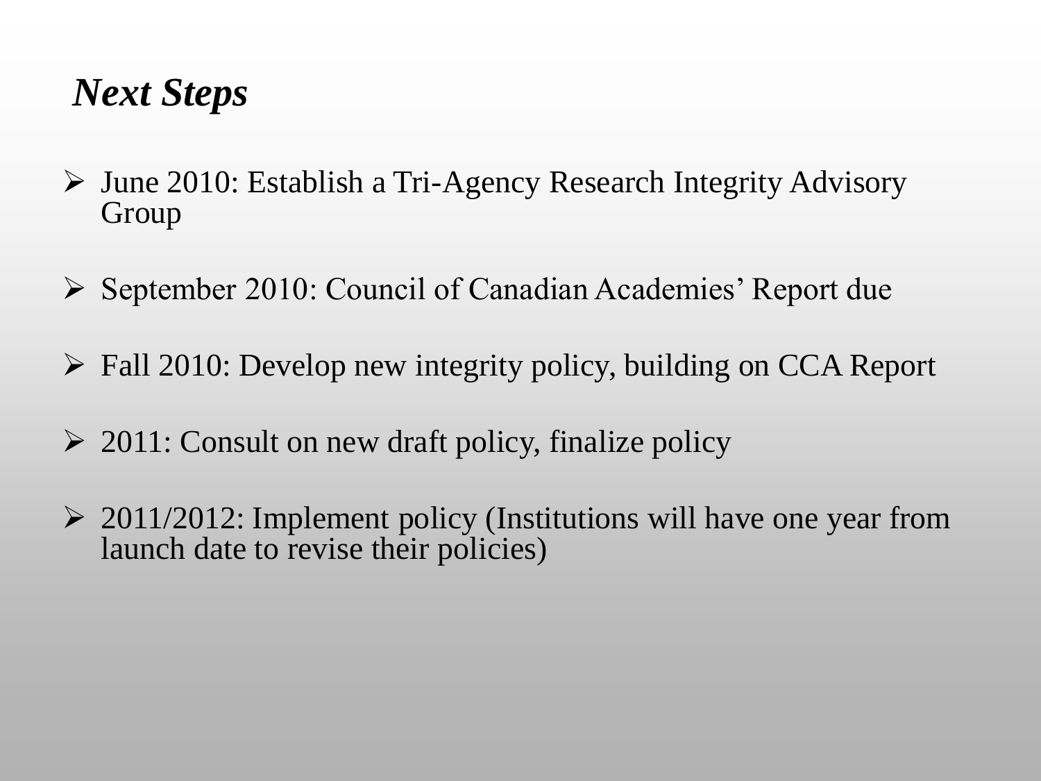## *Next Steps*

- June 2010: Establish a Tri-Agency Research Integrity Advisory Group
- September 2010: Council of Canadian Academies' Report due
- Fall 2010: Develop new integrity policy, building on CCA Report
- 2011: Consult on new draft policy, finalize policy
- 2011/2012: Implement policy (Institutions will have one year from launch date to revise their policies)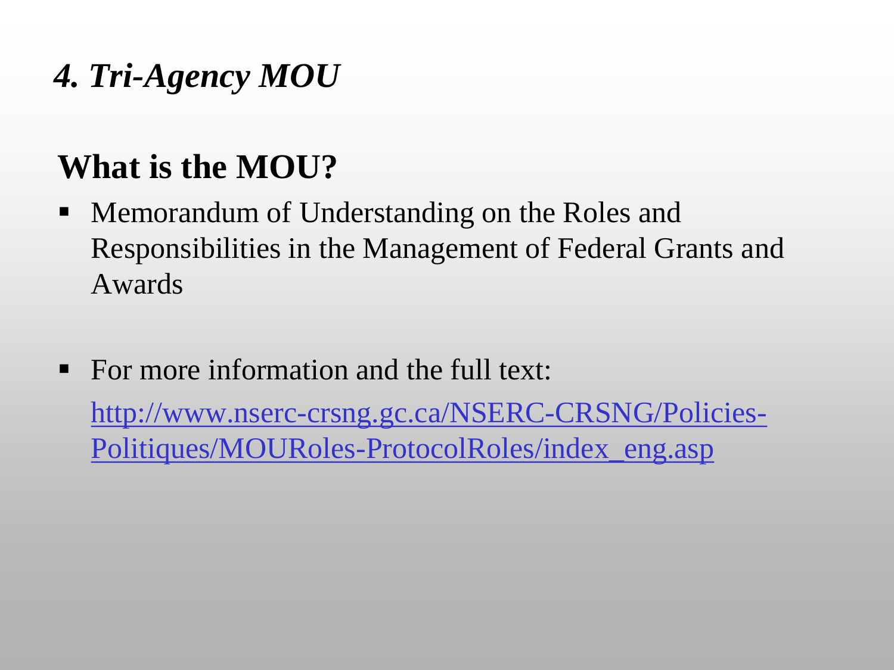## *4. Tri-Agency MOU*

### What is the MOU?

- Memorandum of Understanding on the Roles and Responsibilities in the Management of Federal Grants and Awards

- For more information and the full text:
  http://www.nserc-crsng.gc.ca/NSERC-CRSNG/Policies-Politiques/MOURoles-ProtocolRoles/index_eng.asp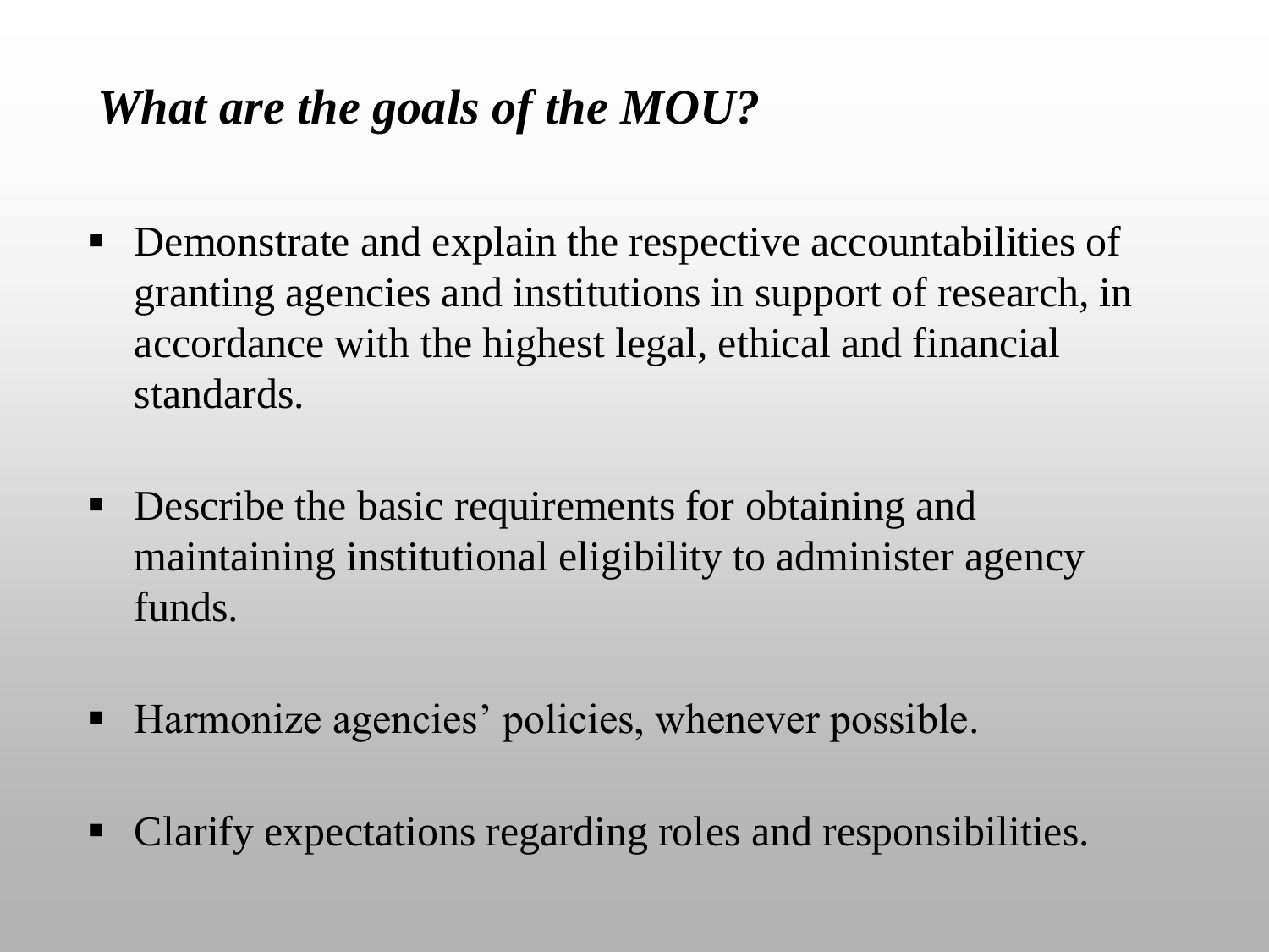## *What are the goals of the MOU?*

- Demonstrate and explain the respective accountabilities of granting agencies and institutions in support of research, in accordance with the highest legal, ethical and financial standards.
- Describe the basic requirements for obtaining and maintaining institutional eligibility to administer agency funds.
- Harmonize agencies' policies, whenever possible.
- Clarify expectations regarding roles and responsibilities.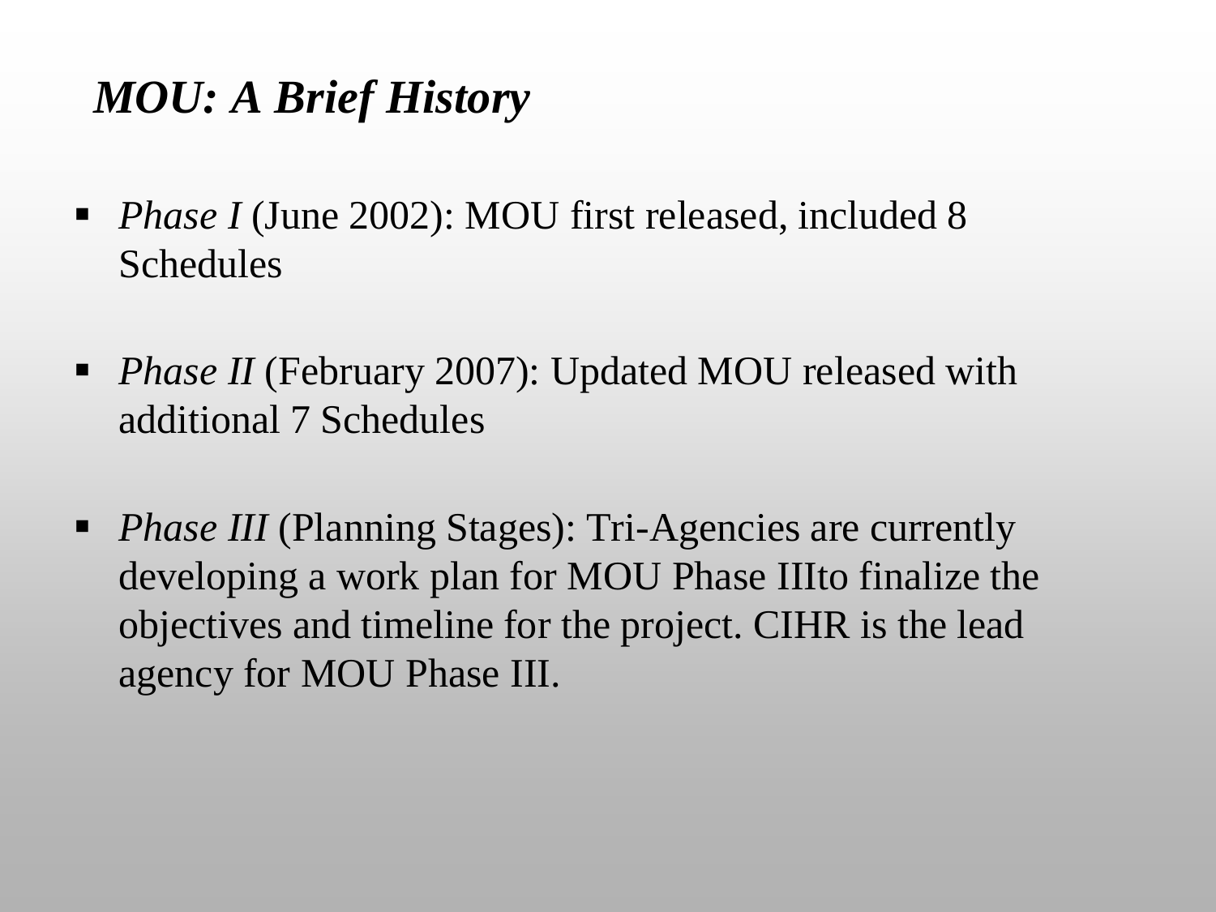# *MOU: A Brief History*

- *Phase I* (June 2002): MOU first released, included 8 Schedules
- *Phase II* (February 2007): Updated MOU released with additional 7 Schedules
- *Phase III* (Planning Stages): Tri-Agencies are currently developing a work plan for MOU Phase IIIto finalize the objectives and timeline for the project. CIHR is the lead agency for MOU Phase III.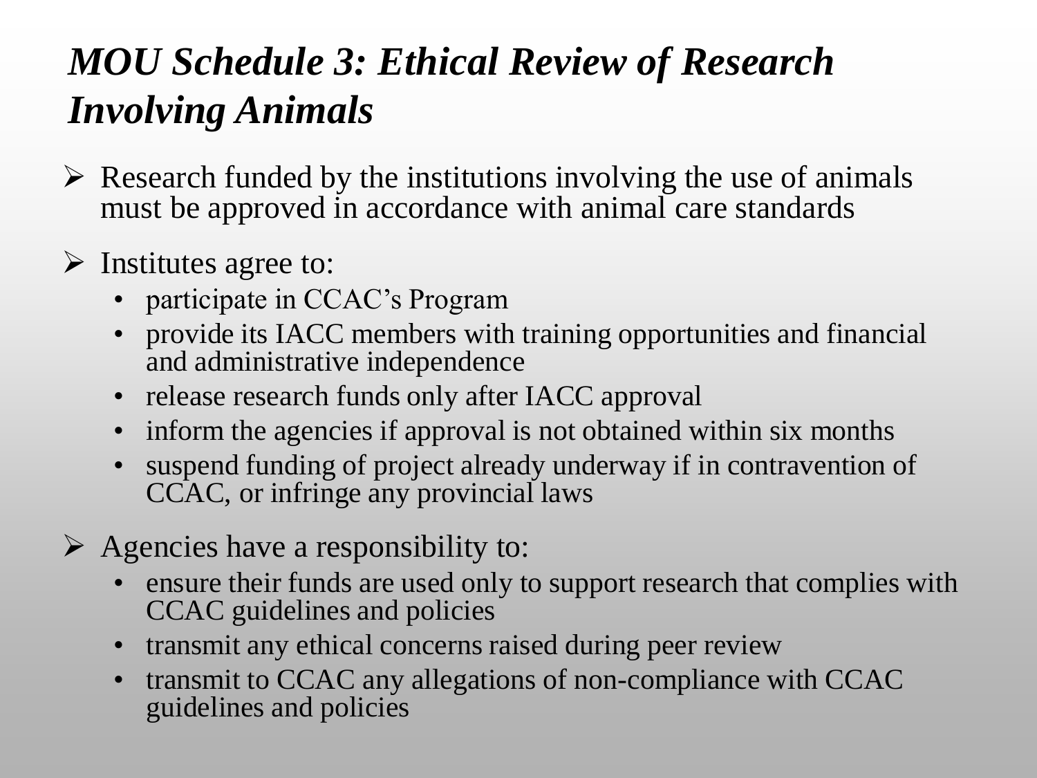# *MOU Schedule 3: Ethical Review of Research Involving Animals*

- Research funded by the institutions involving the use of animals must be approved in accordance with animal care standards
- Institutes agree to:
  - participate in CCAC's Program
  - provide its IACC members with training opportunities and financial and administrative independence
  - release research funds only after IACC approval
  - inform the agencies if approval is not obtained within six months
  - suspend funding of project already underway if in contravention of CCAC, or infringe any provincial laws
- Agencies have a responsibility to:
  - ensure their funds are used only to support research that complies with CCAC guidelines and policies
  - transmit any ethical concerns raised during peer review
  - transmit to CCAC any allegations of non-compliance with CCAC guidelines and policies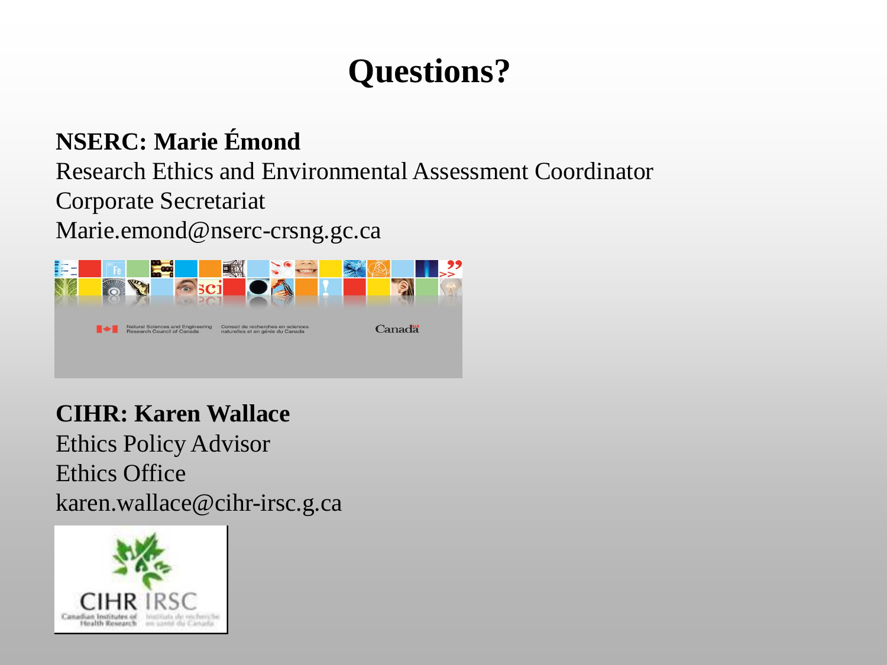# Questions?

**NSERC: Marie Émond**

Research Ethics and Environmental Assessment Coordinator

Corporate Secretariat

Marie.emond@nserc-crsng.gc.ca

**CIHR: Karen Wallace**

Ethics Policy Advisor

Ethics Office

karen.wallace@cihr-irsc.g.ca